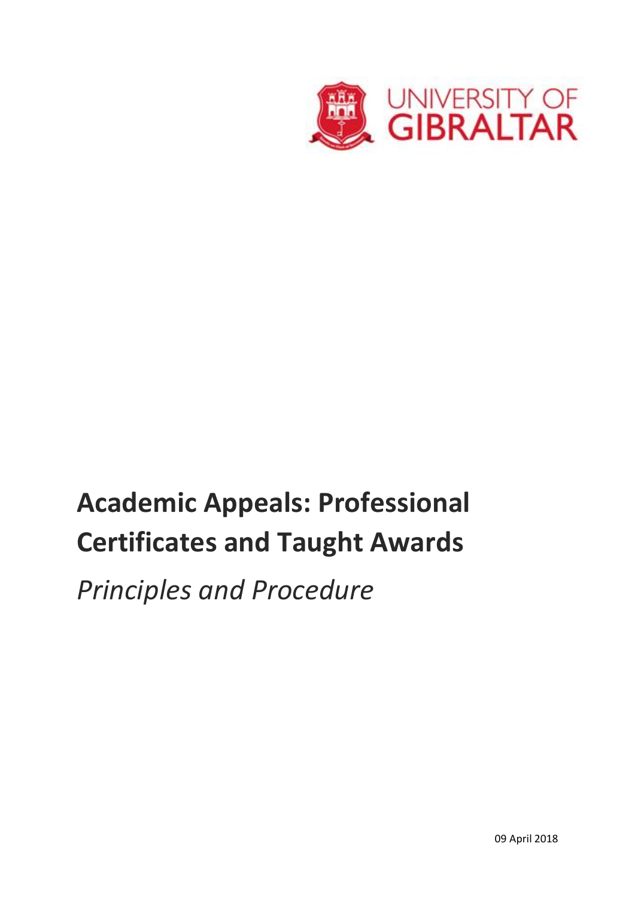UNIVERSITY OF GIBRALTAR

# Academic Appeals: Professional Certificates and Taught Awards

*Principles and Procedure*

09 April 2018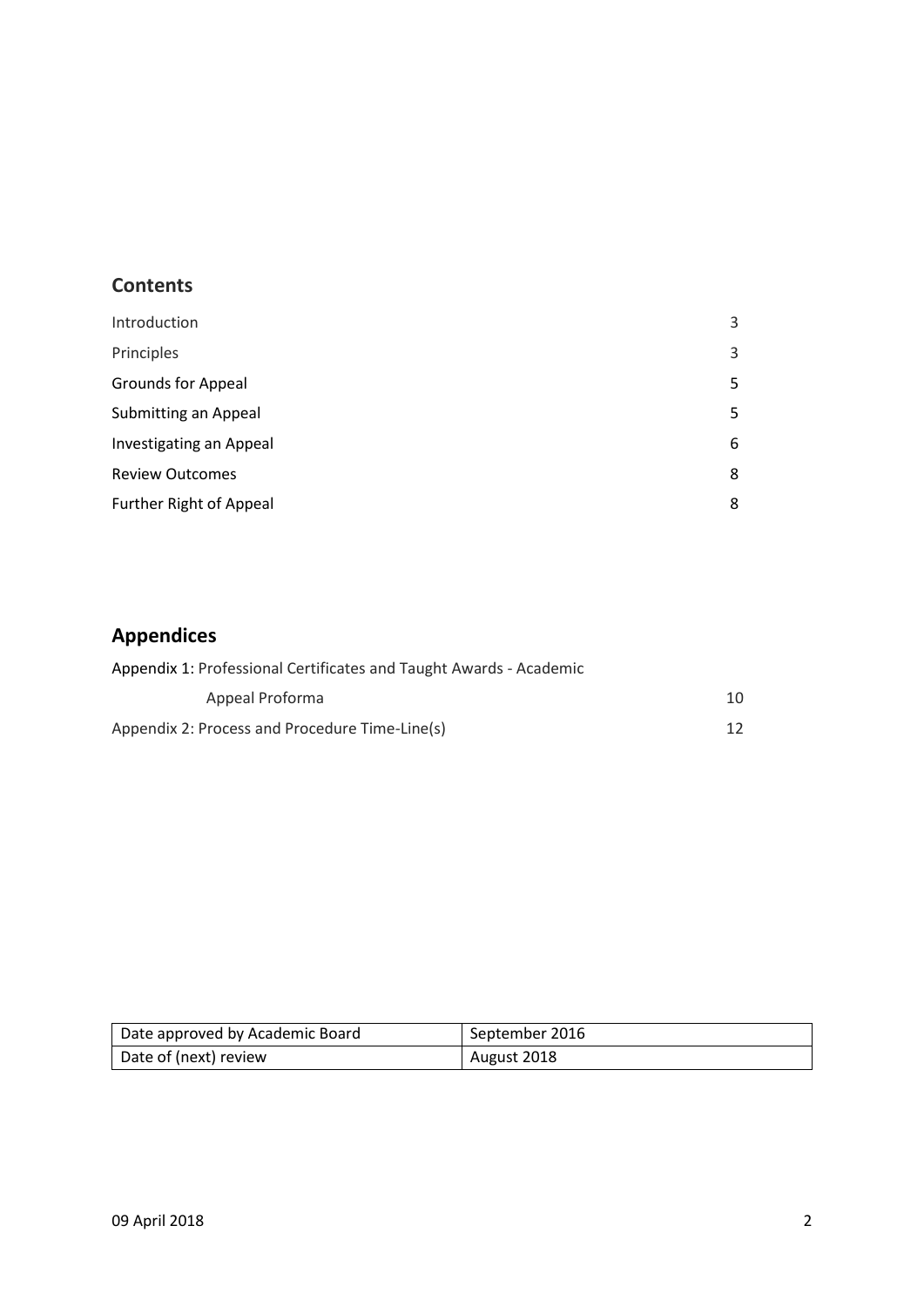## Contents

| | |
|---|---|
| Introduction | 3 |
| Principles | 3 |
| Grounds for Appeal | 5 |
| Submitting an Appeal | 5 |
| Investigating an Appeal | 6 |
| Review Outcomes | 8 |
| Further Right of Appeal | 8 |

## Appendices

| | |
|---|---|
| Appendix 1: Professional Certificates and Taught Awards - Academic Appeal Proforma | 10 |
| Appendix 2: Process and Procedure Time-Line(s) | 12 |

| | |
|---|---|
| Date approved by Academic Board | September 2016 |
| Date of (next) review | August 2018 |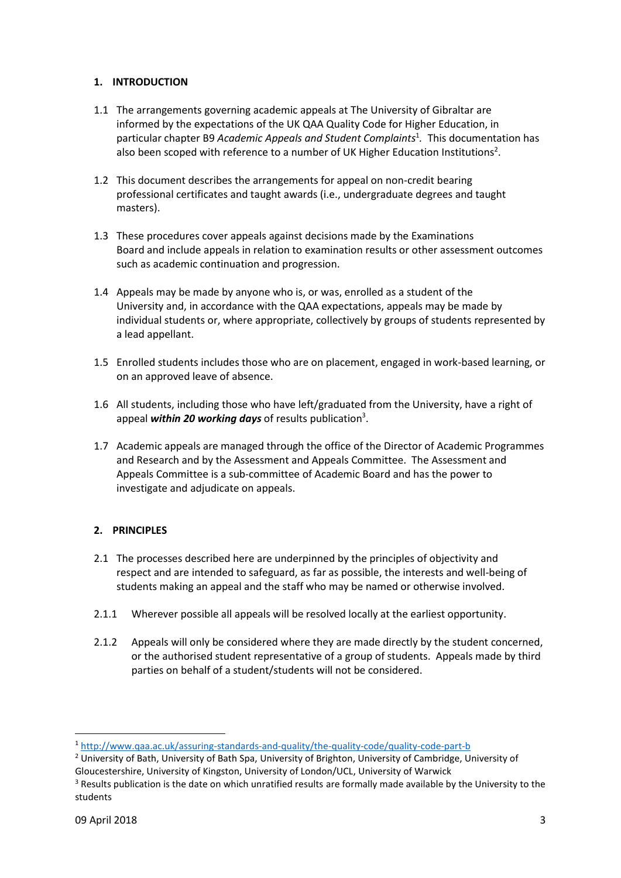## 1. INTRODUCTION

1.1 The arrangements governing academic appeals at The University of Gibraltar are informed by the expectations of the UK QAA Quality Code for Higher Education, in particular chapter B9 *Academic Appeals and Student Complaints*[1]*.* This documentation has also been scoped with reference to a number of UK Higher Education Institutions[2].

1.2 This document describes the arrangements for appeal on non-credit bearing professional certificates and taught awards (i.e., undergraduate degrees and taught masters).

1.3 These procedures cover appeals against decisions made by the Examinations Board and include appeals in relation to examination results or other assessment outcomes such as academic continuation and progression.

1.4 Appeals may be made by anyone who is, or was, enrolled as a student of the University and, in accordance with the QAA expectations, appeals may be made by individual students or, where appropriate, collectively by groups of students represented by a lead appellant.

1.5 Enrolled students includes those who are on placement, engaged in work-based learning, or on an approved leave of absence.

1.6 All students, including those who have left/graduated from the University, have a right of appeal ***within 20 working days*** of results publication[3].

1.7 Academic appeals are managed through the office of the Director of Academic Programmes and Research and by the Assessment and Appeals Committee. The Assessment and Appeals Committee is a sub-committee of Academic Board and has the power to investigate and adjudicate on appeals.

## 2. PRINCIPLES

2.1 The processes described here are underpinned by the principles of objectivity and respect and are intended to safeguard, as far as possible, the interests and well-being of students making an appeal and the staff who may be named or otherwise involved.

2.1.1 Wherever possible all appeals will be resolved locally at the earliest opportunity.

2.1.2 Appeals will only be considered where they are made directly by the student concerned, or the authorised student representative of a group of students. Appeals made by third parties on behalf of a student/students will not be considered.

---

[1] http://www.qaa.ac.uk/assuring-standards-and-quality/the-quality-code/quality-code-part-b

[2] University of Bath, University of Bath Spa, University of Brighton, University of Cambridge, University of Gloucestershire, University of Kingston, University of London/UCL, University of Warwick

[3] Results publication is the date on which unratified results are formally made available by the University to the students

09 April 2018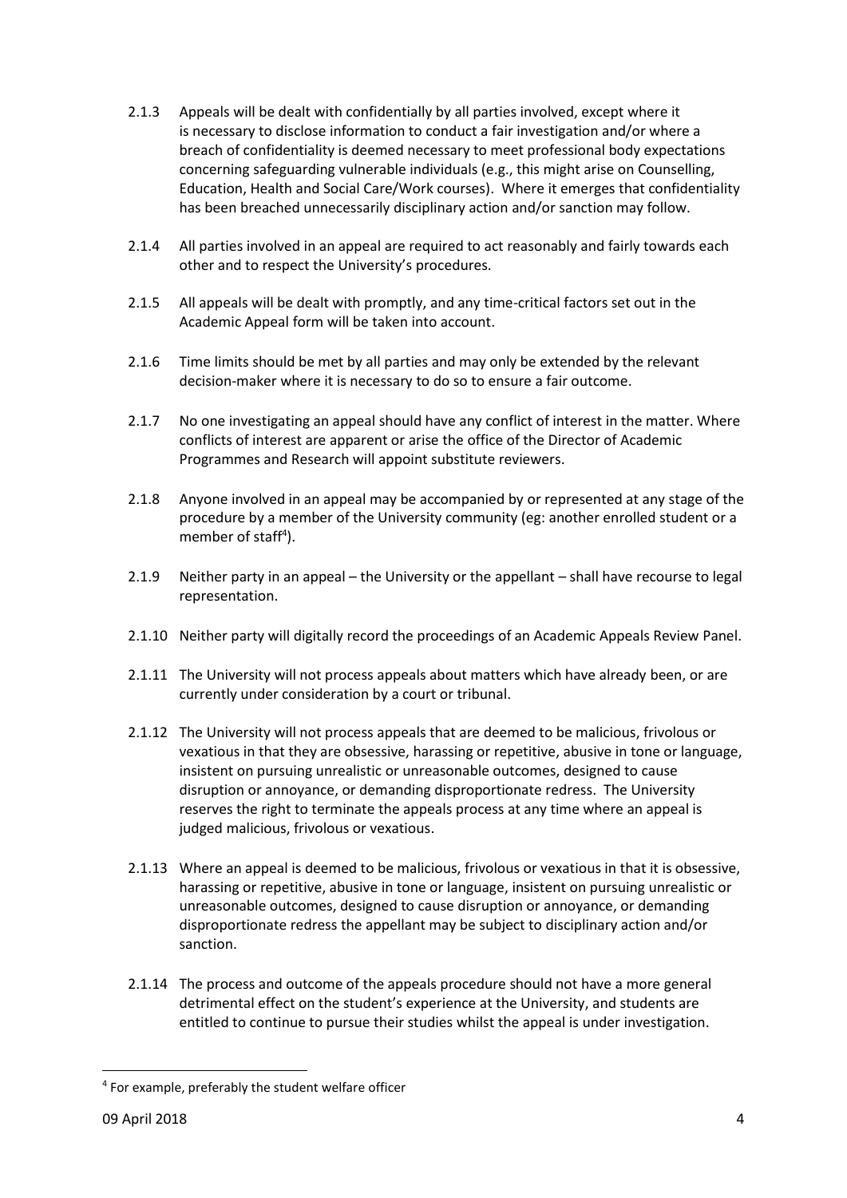2.1.3 Appeals will be dealt with confidentially by all parties involved, except where it is necessary to disclose information to conduct a fair investigation and/or where a breach of confidentiality is deemed necessary to meet professional body expectations concerning safeguarding vulnerable individuals (e.g., this might arise on Counselling, Education, Health and Social Care/Work courses). Where it emerges that confidentiality has been breached unnecessarily disciplinary action and/or sanction may follow.

2.1.4 All parties involved in an appeal are required to act reasonably and fairly towards each other and to respect the University's procedures.

2.1.5 All appeals will be dealt with promptly, and any time-critical factors set out in the Academic Appeal form will be taken into account.

2.1.6 Time limits should be met by all parties and may only be extended by the relevant decision-maker where it is necessary to do so to ensure a fair outcome.

2.1.7 No one investigating an appeal should have any conflict of interest in the matter. Where conflicts of interest are apparent or arise the office of the Director of Academic Programmes and Research will appoint substitute reviewers.

2.1.8 Anyone involved in an appeal may be accompanied by or represented at any stage of the procedure by a member of the University community (eg: another enrolled student or a member of staff[4]).

2.1.9 Neither party in an appeal – the University or the appellant – shall have recourse to legal representation.

2.1.10 Neither party will digitally record the proceedings of an Academic Appeals Review Panel.

2.1.11 The University will not process appeals about matters which have already been, or are currently under consideration by a court or tribunal.

2.1.12 The University will not process appeals that are deemed to be malicious, frivolous or vexatious in that they are obsessive, harassing or repetitive, abusive in tone or language, insistent on pursuing unrealistic or unreasonable outcomes, designed to cause disruption or annoyance, or demanding disproportionate redress. The University reserves the right to terminate the appeals process at any time where an appeal is judged malicious, frivolous or vexatious.

2.1.13 Where an appeal is deemed to be malicious, frivolous or vexatious in that it is obsessive, harassing or repetitive, abusive in tone or language, insistent on pursuing unrealistic or unreasonable outcomes, designed to cause disruption or annoyance, or demanding disproportionate redress the appellant may be subject to disciplinary action and/or sanction.

2.1.14 The process and outcome of the appeals procedure should not have a more general detrimental effect on the student's experience at the University, and students are entitled to continue to pursue their studies whilst the appeal is under investigation.

---

[4] For example, preferably the student welfare officer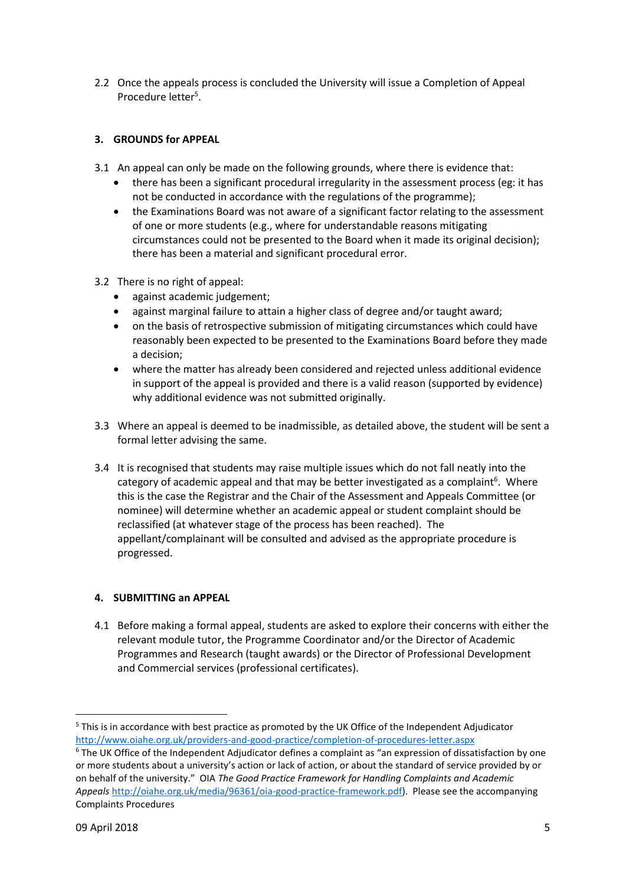2.2 Once the appeals process is concluded the University will issue a Completion of Appeal Procedure letter[5].

## 3. GROUNDS for APPEAL

3.1 An appeal can only be made on the following grounds, where there is evidence that:

- there has been a significant procedural irregularity in the assessment process (eg: it has not be conducted in accordance with the regulations of the programme);
- the Examinations Board was not aware of a significant factor relating to the assessment of one or more students (e.g., where for understandable reasons mitigating circumstances could not be presented to the Board when it made its original decision); there has been a material and significant procedural error.

3.2 There is no right of appeal:

- against academic judgement;
- against marginal failure to attain a higher class of degree and/or taught award;
- on the basis of retrospective submission of mitigating circumstances which could have reasonably been expected to be presented to the Examinations Board before they made a decision;
- where the matter has already been considered and rejected unless additional evidence in support of the appeal is provided and there is a valid reason (supported by evidence) why additional evidence was not submitted originally.

3.3 Where an appeal is deemed to be inadmissible, as detailed above, the student will be sent a formal letter advising the same.

3.4 It is recognised that students may raise multiple issues which do not fall neatly into the category of academic appeal and that may be better investigated as a complaint[6]. Where this is the case the Registrar and the Chair of the Assessment and Appeals Committee (or nominee) will determine whether an academic appeal or student complaint should be reclassified (at whatever stage of the process has been reached). The appellant/complainant will be consulted and advised as the appropriate procedure is progressed.

## 4. SUBMITTING an APPEAL

4.1 Before making a formal appeal, students are asked to explore their concerns with either the relevant module tutor, the Programme Coordinator and/or the Director of Academic Programmes and Research (taught awards) or the Director of Professional Development and Commercial services (professional certificates).

---

[5] This is in accordance with best practice as promoted by the UK Office of the Independent Adjudicator http://www.oiahe.org.uk/providers-and-good-practice/completion-of-procedures-letter.aspx

[6] The UK Office of the Independent Adjudicator defines a complaint as "an expression of dissatisfaction by one or more students about a university's action or lack of action, or about the standard of service provided by or on behalf of the university." OIA *The Good Practice Framework for Handling Complaints and Academic Appeals* http://oiahe.org.uk/media/96361/oia-good-practice-framework.pdf). Please see the accompanying Complaints Procedures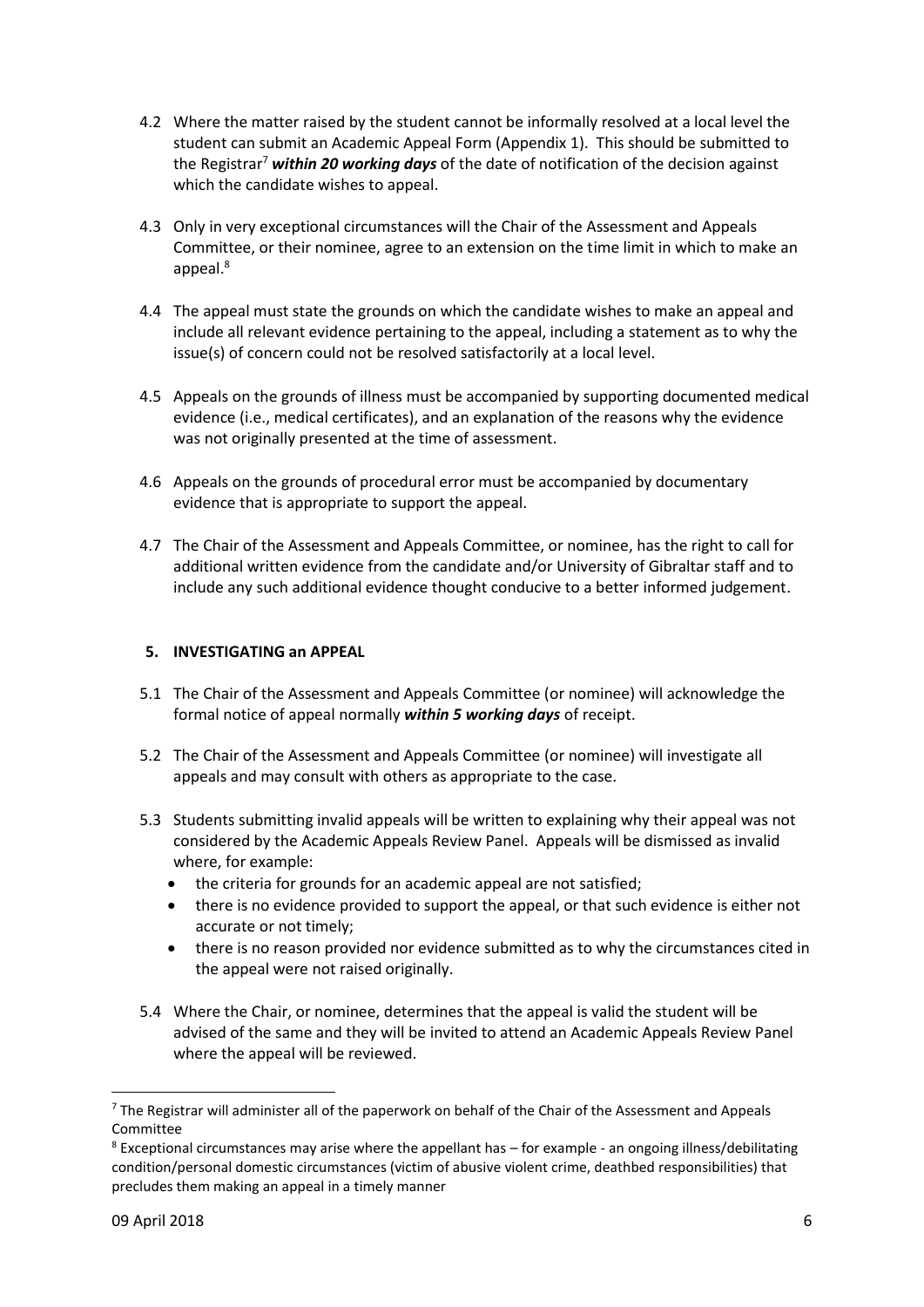4.2 Where the matter raised by the student cannot be informally resolved at a local level the student can submit an Academic Appeal Form (Appendix 1). This should be submitted to the Registrar[7] ***within 20 working days*** of the date of notification of the decision against which the candidate wishes to appeal.

4.3 Only in very exceptional circumstances will the Chair of the Assessment and Appeals Committee, or their nominee, agree to an extension on the time limit in which to make an appeal.[8]

4.4 The appeal must state the grounds on which the candidate wishes to make an appeal and include all relevant evidence pertaining to the appeal, including a statement as to why the issue(s) of concern could not be resolved satisfactorily at a local level.

4.5 Appeals on the grounds of illness must be accompanied by supporting documented medical evidence (i.e., medical certificates), and an explanation of the reasons why the evidence was not originally presented at the time of assessment.

4.6 Appeals on the grounds of procedural error must be accompanied by documentary evidence that is appropriate to support the appeal.

4.7 The Chair of the Assessment and Appeals Committee, or nominee, has the right to call for additional written evidence from the candidate and/or University of Gibraltar staff and to include any such additional evidence thought conducive to a better informed judgement.

## 5. INVESTIGATING an APPEAL

5.1 The Chair of the Assessment and Appeals Committee (or nominee) will acknowledge the formal notice of appeal normally ***within 5 working days*** of receipt.

5.2 The Chair of the Assessment and Appeals Committee (or nominee) will investigate all appeals and may consult with others as appropriate to the case.

5.3 Students submitting invalid appeals will be written to explaining why their appeal was not considered by the Academic Appeals Review Panel. Appeals will be dismissed as invalid where, for example:

- the criteria for grounds for an academic appeal are not satisfied;
- there is no evidence provided to support the appeal, or that such evidence is either not accurate or not timely;
- there is no reason provided nor evidence submitted as to why the circumstances cited in the appeal were not raised originally.

5.4 Where the Chair, or nominee, determines that the appeal is valid the student will be advised of the same and they will be invited to attend an Academic Appeals Review Panel where the appeal will be reviewed.

---

[7] The Registrar will administer all of the paperwork on behalf of the Chair of the Assessment and Appeals Committee

[8] Exceptional circumstances may arise where the appellant has – for example - an ongoing illness/debilitating condition/personal domestic circumstances (victim of abusive violent crime, deathbed responsibilities) that precludes them making an appeal in a timely manner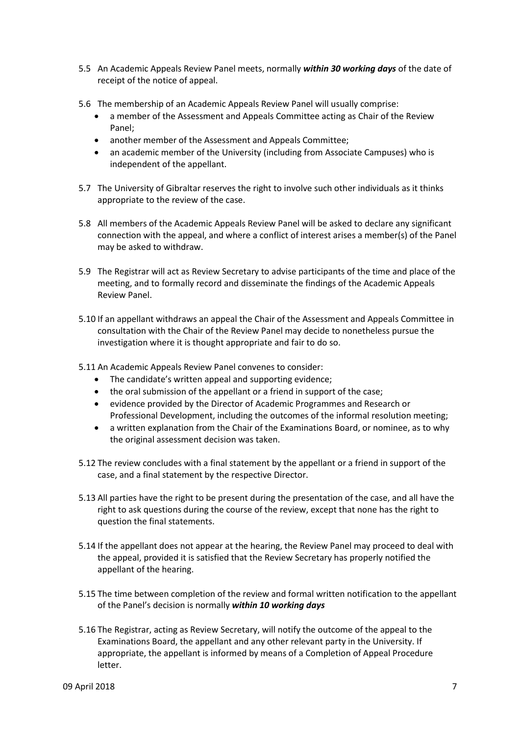5.5 An Academic Appeals Review Panel meets, normally ***within 30 working days*** of the date of receipt of the notice of appeal.

5.6 The membership of an Academic Appeals Review Panel will usually comprise:

- a member of the Assessment and Appeals Committee acting as Chair of the Review Panel;
- another member of the Assessment and Appeals Committee;
- an academic member of the University (including from Associate Campuses) who is independent of the appellant.

5.7 The University of Gibraltar reserves the right to involve such other individuals as it thinks appropriate to the review of the case.

5.8 All members of the Academic Appeals Review Panel will be asked to declare any significant connection with the appeal, and where a conflict of interest arises a member(s) of the Panel may be asked to withdraw.

5.9 The Registrar will act as Review Secretary to advise participants of the time and place of the meeting, and to formally record and disseminate the findings of the Academic Appeals Review Panel.

5.10 If an appellant withdraws an appeal the Chair of the Assessment and Appeals Committee in consultation with the Chair of the Review Panel may decide to nonetheless pursue the investigation where it is thought appropriate and fair to do so.

5.11 An Academic Appeals Review Panel convenes to consider:

- The candidate's written appeal and supporting evidence;
- the oral submission of the appellant or a friend in support of the case;
- evidence provided by the Director of Academic Programmes and Research or Professional Development, including the outcomes of the informal resolution meeting;
- a written explanation from the Chair of the Examinations Board, or nominee, as to why the original assessment decision was taken.

5.12 The review concludes with a final statement by the appellant or a friend in support of the case, and a final statement by the respective Director.

5.13 All parties have the right to be present during the presentation of the case, and all have the right to ask questions during the course of the review, except that none has the right to question the final statements.

5.14 If the appellant does not appear at the hearing, the Review Panel may proceed to deal with the appeal, provided it is satisfied that the Review Secretary has properly notified the appellant of the hearing.

5.15 The time between completion of the review and formal written notification to the appellant of the Panel's decision is normally ***within 10 working days***

5.16 The Registrar, acting as Review Secretary, will notify the outcome of the appeal to the Examinations Board, the appellant and any other relevant party in the University. If appropriate, the appellant is informed by means of a Completion of Appeal Procedure letter.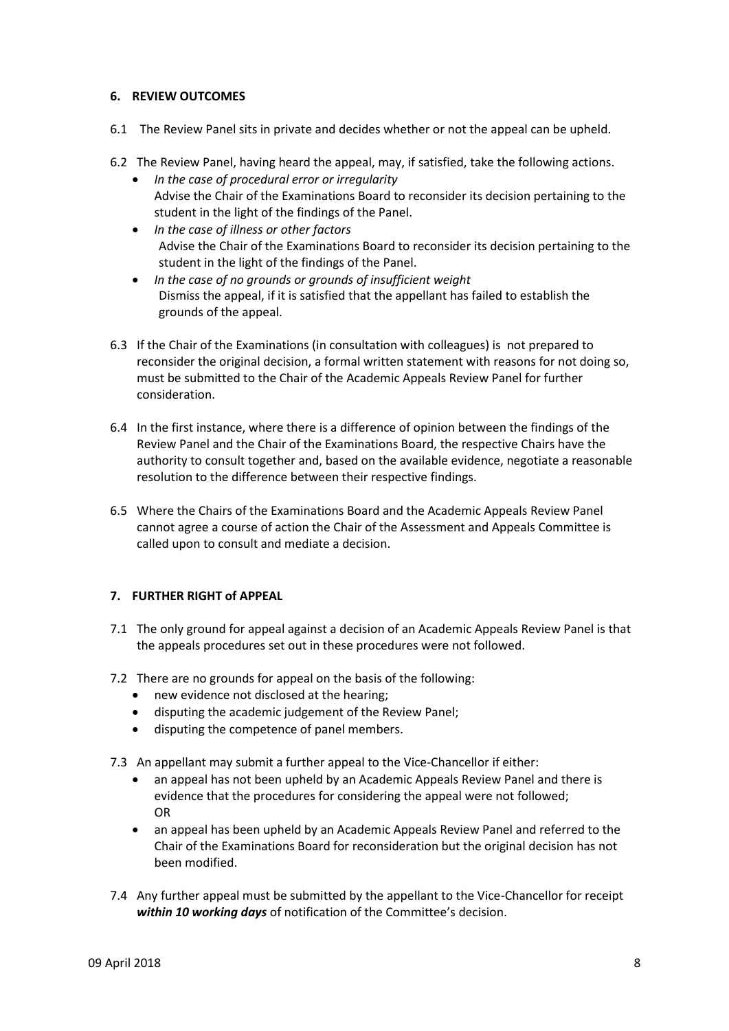## 6. REVIEW OUTCOMES

6.1 The Review Panel sits in private and decides whether or not the appeal can be upheld.

6.2 The Review Panel, having heard the appeal, may, if satisfied, take the following actions.

- *In the case of procedural error or irregularity*
  Advise the Chair of the Examinations Board to reconsider its decision pertaining to the student in the light of the findings of the Panel.
- *In the case of illness or other factors*
  Advise the Chair of the Examinations Board to reconsider its decision pertaining to the student in the light of the findings of the Panel.
- *In the case of no grounds or grounds of insufficient weight*
  Dismiss the appeal, if it is satisfied that the appellant has failed to establish the grounds of the appeal.

6.3 If the Chair of the Examinations (in consultation with colleagues) is not prepared to reconsider the original decision, a formal written statement with reasons for not doing so, must be submitted to the Chair of the Academic Appeals Review Panel for further consideration.

6.4 In the first instance, where there is a difference of opinion between the findings of the Review Panel and the Chair of the Examinations Board, the respective Chairs have the authority to consult together and, based on the available evidence, negotiate a reasonable resolution to the difference between their respective findings.

6.5 Where the Chairs of the Examinations Board and the Academic Appeals Review Panel cannot agree a course of action the Chair of the Assessment and Appeals Committee is called upon to consult and mediate a decision.

## 7. FURTHER RIGHT of APPEAL

7.1 The only ground for appeal against a decision of an Academic Appeals Review Panel is that the appeals procedures set out in these procedures were not followed.

7.2 There are no grounds for appeal on the basis of the following:

- new evidence not disclosed at the hearing;
- disputing the academic judgement of the Review Panel;
- disputing the competence of panel members.

7.3 An appellant may submit a further appeal to the Vice-Chancellor if either:

- an appeal has not been upheld by an Academic Appeals Review Panel and there is evidence that the procedures for considering the appeal were not followed;
  OR
- an appeal has been upheld by an Academic Appeals Review Panel and referred to the Chair of the Examinations Board for reconsideration but the original decision has not been modified.

7.4 Any further appeal must be submitted by the appellant to the Vice-Chancellor for receipt ***within 10 working days*** of notification of the Committee's decision.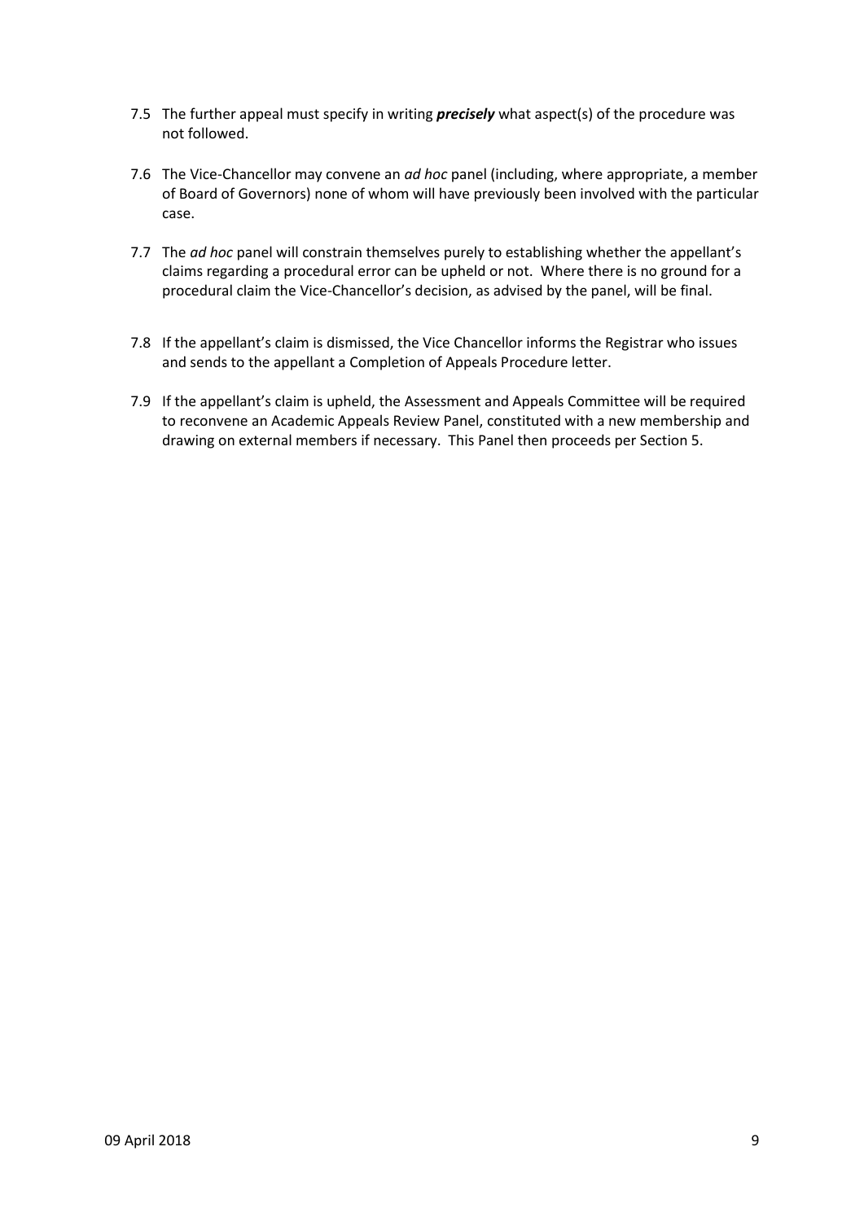7.5 The further appeal must specify in writing ***precisely*** what aspect(s) of the procedure was not followed.

7.6 The Vice-Chancellor may convene an *ad hoc* panel (including, where appropriate, a member of Board of Governors) none of whom will have previously been involved with the particular case.

7.7 The *ad hoc* panel will constrain themselves purely to establishing whether the appellant's claims regarding a procedural error can be upheld or not. Where there is no ground for a procedural claim the Vice-Chancellor's decision, as advised by the panel, will be final.

7.8 If the appellant's claim is dismissed, the Vice Chancellor informs the Registrar who issues and sends to the appellant a Completion of Appeals Procedure letter.

7.9 If the appellant's claim is upheld, the Assessment and Appeals Committee will be required to reconvene an Academic Appeals Review Panel, constituted with a new membership and drawing on external members if necessary. This Panel then proceeds per Section 5.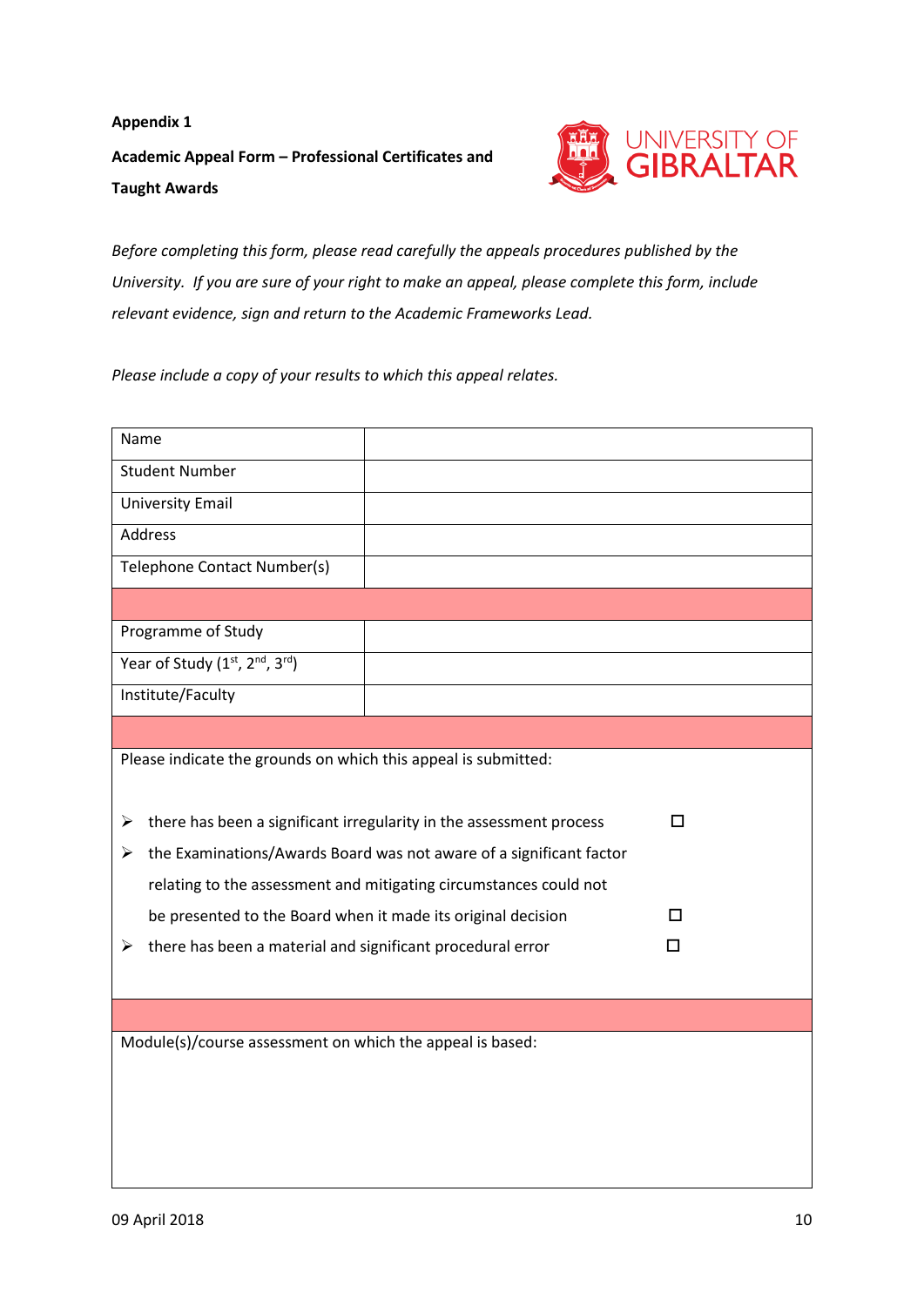**Appendix 1**

**Academic Appeal Form – Professional Certificates and Taught Awards**

*Before completing this form, please read carefully the appeals procedures published by the University. If you are sure of your right to make an appeal, please complete this form, include relevant evidence, sign and return to the Academic Frameworks Lead.*

*Please include a copy of your results to which this appeal relates.*

| | |
|---|---|
| Name | |
| Student Number | |
| University Email | |
| Address | |
| Telephone Contact Number(s) | |
| | |
| Programme of Study | |
| Year of Study (1st, 2nd, 3rd) | |
| Institute/Faculty | |

Please indicate the grounds on which this appeal is submitted:

- there has been a significant irregularity in the assessment process ☐
- the Examinations/Awards Board was not aware of a significant factor relating to the assessment and mitigating circumstances could not be presented to the Board when it made its original decision ☐
- there has been a material and significant procedural error ☐

Module(s)/course assessment on which the appeal is based:

09 April 2018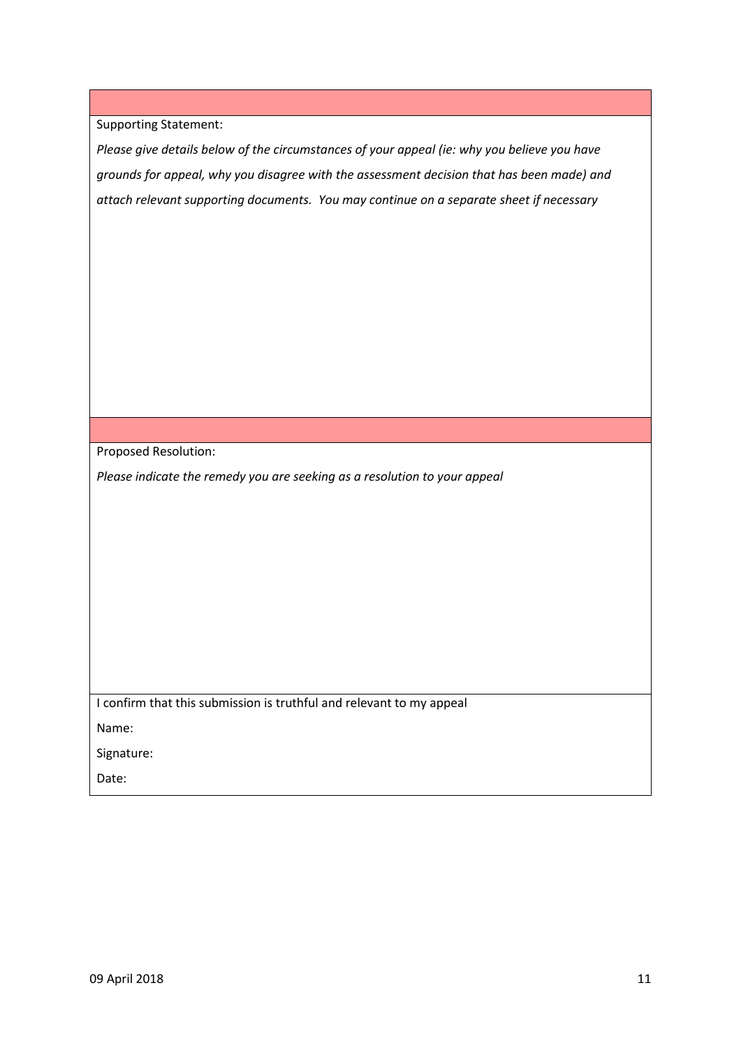Supporting Statement:

*Please give details below of the circumstances of your appeal (ie: why you believe you have grounds for appeal, why you disagree with the assessment decision that has been made) and attach relevant supporting documents. You may continue on a separate sheet if necessary*

Proposed Resolution:

*Please indicate the remedy you are seeking as a resolution to your appeal*

I confirm that this submission is truthful and relevant to my appeal

Name:

Signature:

Date:

09 April 2018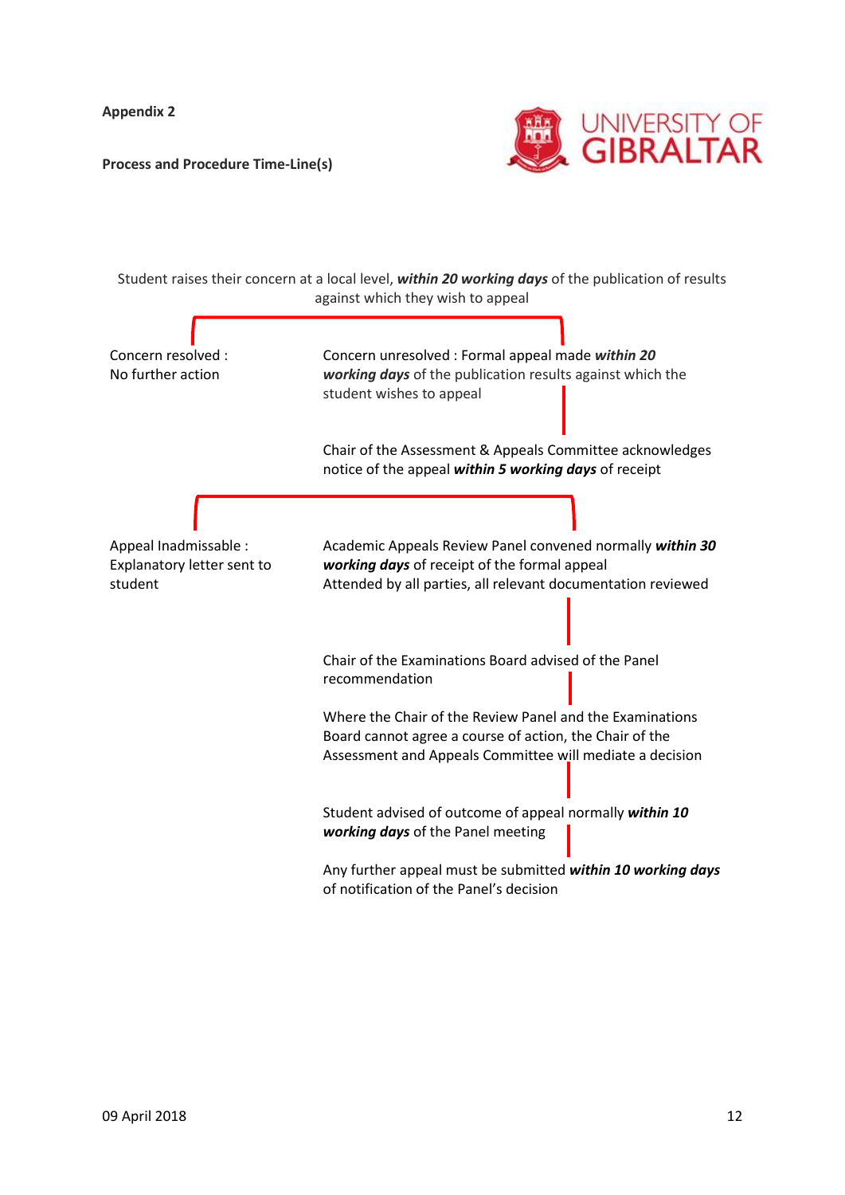**Appendix 2**

**Process and Procedure Time-Line(s)**

Student raises their concern at a local level, ***within 20 working days*** of the publication of results against which they wish to appeal

Concern resolved : No further action

Concern unresolved : Formal appeal made ***within 20 working days*** of the publication results against which the student wishes to appeal

Chair of the Assessment & Appeals Committee acknowledges notice of the appeal ***within 5 working days*** of receipt

Appeal Inadmissable : Explanatory letter sent to student

Academic Appeals Review Panel convened normally ***within 30 working days*** of receipt of the formal appeal
Attended by all parties, all relevant documentation reviewed

Chair of the Examinations Board advised of the Panel recommendation

Where the Chair of the Review Panel and the Examinations Board cannot agree a course of action, the Chair of the Assessment and Appeals Committee will mediate a decision

Student advised of outcome of appeal normally ***within 10 working days*** of the Panel meeting

Any further appeal must be submitted ***within 10 working days*** of notification of the Panel's decision

09 April 2018